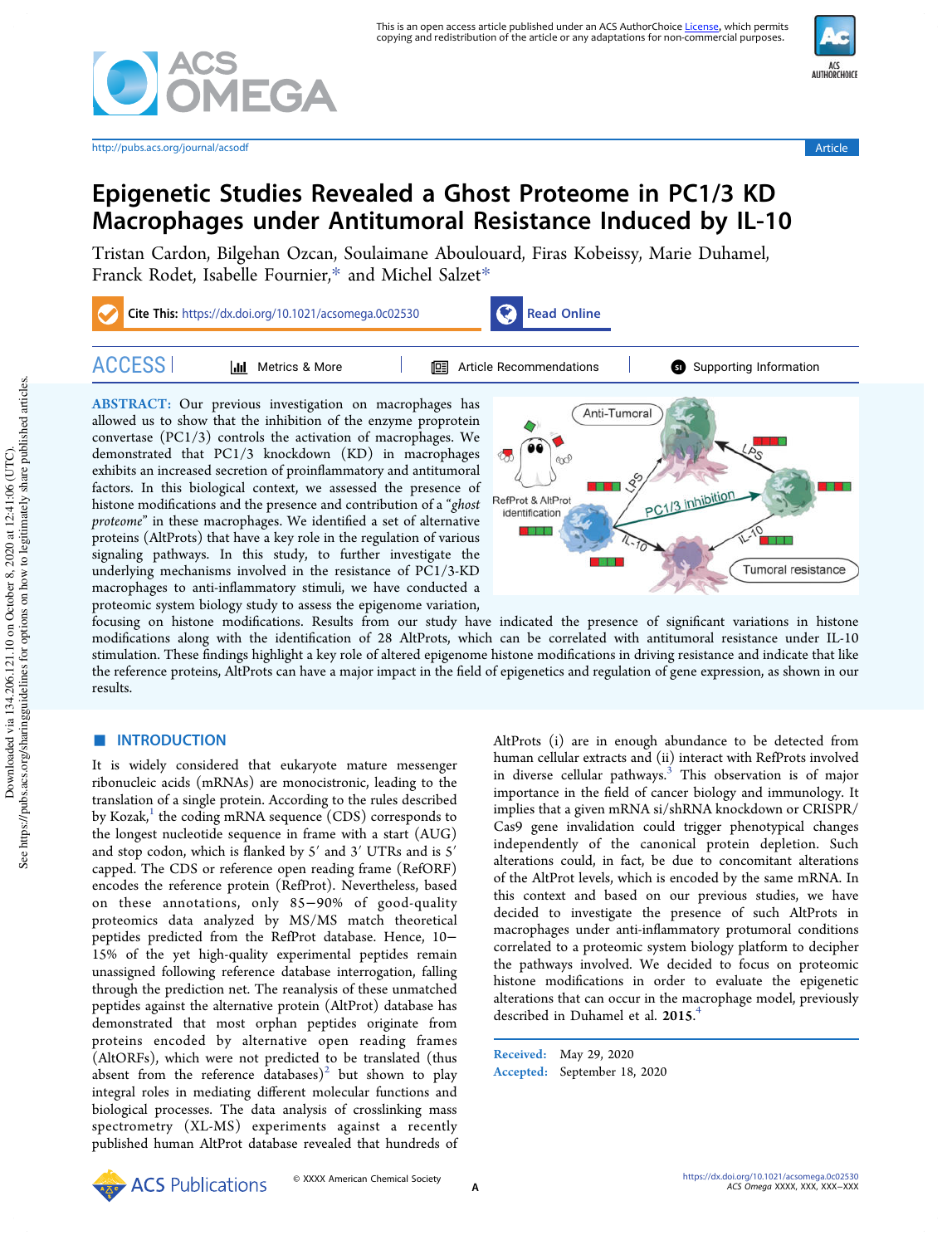# Epigenetic Studies Revealed a Ghost Proteome in PC1/3 KD Macrophages under Antitumoral Resistance Induced by IL-10

Tristan Cardon, Bilgehan Ozcan, Soulaimane Aboulouard, Firas Kobeissy, Marie Duhamel, Franck Rodet, Isabelle Fournier,* and Michel Salzet*

**Cite This:** https://dx.doi.org/10.1021/acsomega.0c02530

**ABSTRACT:** Our previous investigation on macrophages has allowed us to show that the inhibition of the enzyme proprotein convertase (PC1/3) controls the activation of macrophages. We demonstrated that PC1/3 knockdown (KD) in macrophages exhibits an increased secretion of proinflammatory and antitumoral factors. In this biological context, we assessed the presence of histone modifications and the presence and contribution of a "*ghost proteome*" in these macrophages. We identified a set of alternative proteins (AltProts) that have a key role in the regulation of various signaling pathways. In this study, to further investigate the underlying mechanisms involved in the resistance of PC1/3-KD macrophages to anti-inflammatory stimuli, we have conducted a proteomic system biology study to assess the epigenome variation, focusing on histone modifications. Results from our study have indicated the presence of significant variations in histone modifications along with the identification of 28 AltProts, which can be correlated with antitumoral resistance under IL-10 stimulation. These findings highlight a key role of altered epigenome histone modifications in driving resistance and indicate that like the reference proteins, AltProts can have a major impact in the field of epigenetics and regulation of gene expression, as shown in our results.

## INTRODUCTION

It is widely considered that eukaryote mature messenger ribonucleic acids (mRNAs) are monocistronic, leading to the translation of a single protein. According to the rules described by Kozak,[1] the coding mRNA sequence (CDS) corresponds to the longest nucleotide sequence in frame with a start (AUG) and stop codon, which is flanked by 5′ and 3′ UTRs and is 5′ capped. The CDS or reference open reading frame (RefORF) encodes the reference protein (RefProt). Nevertheless, based on these annotations, only 85−90% of good-quality proteomics data analyzed by MS/MS match theoretical peptides predicted from the RefProt database. Hence, 10−15% of the yet high-quality experimental peptides remain unassigned following reference database interrogation, falling through the prediction net. The reanalysis of these unmatched peptides against the alternative protein (AltProt) database has demonstrated that most orphan peptides originate from proteins encoded by alternative open reading frames (AltORFs), which were not predicted to be translated (thus absent from the reference databases)[2] but shown to play integral roles in mediating different molecular functions and biological processes. The data analysis of crosslinking mass spectrometry (XL-MS) experiments against a recently published human AltProt database revealed that hundreds of AltProts (i) are in enough abundance to be detected from human cellular extracts and (ii) interact with RefProts involved in diverse cellular pathways.[3] This observation is of major importance in the field of cancer biology and immunology. It implies that a given mRNA si/shRNA knockdown or CRISPR/Cas9 gene invalidation could trigger phenotypical changes independently of the canonical protein depletion. Such alterations could, in fact, be due to concomitant alterations of the AltProt levels, which is encoded by the same mRNA. In this context and based on our previous studies, we have decided to investigate the presence of such AltProts in macrophages under anti-inflammatory protumoral conditions correlated to a proteomic system biology platform to decipher the pathways involved. We decided to focus on proteomic histone modifications in order to evaluate the epigenetic alterations that can occur in the macrophage model, previously described in Duhamel et al. **2015**.[4]

Received: May 29, 2020
Accepted: September 18, 2020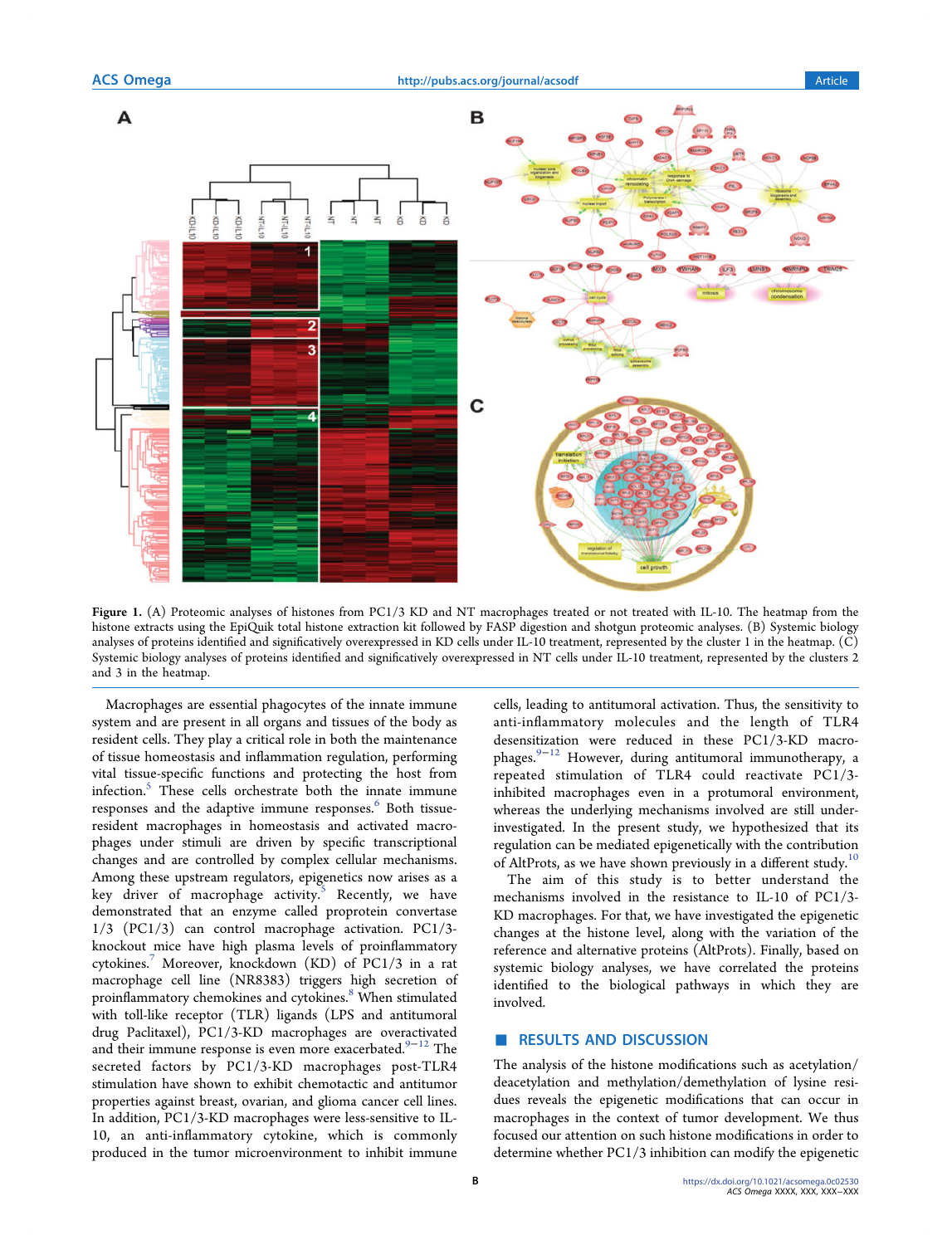Figure 1. (A) Proteomic analyses of histones from PC1/3 KD and NT macrophages treated or not treated with IL-10. The heatmap from the histone extracts using the EpiQuik total histone extraction kit followed by FASP digestion and shotgun proteomic analyses. (B) Systemic biology analyses of proteins identified and significatively overexpressed in KD cells under IL-10 treatment, represented by the cluster 1 in the heatmap. (C) Systemic biology analyses of proteins identified and significatively overexpressed in NT cells under IL-10 treatment, represented by the clusters 2 and 3 in the heatmap.

Macrophages are essential phagocytes of the innate immune system and are present in all organs and tissues of the body as resident cells. They play a critical role in both the maintenance of tissue homeostasis and inflammation regulation, performing vital tissue-specific functions and protecting the host from infection.[5] These cells orchestrate both the innate immune responses and the adaptive immune responses.[6] Both tissue-resident macrophages in homeostasis and activated macrophages under stimuli are driven by specific transcriptional changes and are controlled by complex cellular mechanisms. Among these upstream regulators, epigenetics now arises as a key driver of macrophage activity.[5] Recently, we have demonstrated that an enzyme called proprotein convertase 1/3 (PC1/3) can control macrophage activation. PC1/3-knockout mice have high plasma levels of proinflammatory cytokines.[7] Moreover, knockdown (KD) of PC1/3 in a rat macrophage cell line (NR8383) triggers high secretion of proinflammatory chemokines and cytokines.[8] When stimulated with toll-like receptor (TLR) ligands (LPS and antitumoral drug Paclitaxel), PC1/3-KD macrophages are overactivated and their immune response is even more exacerbated.[9−12] The secreted factors by PC1/3-KD macrophages post-TLR4 stimulation have shown to exhibit chemotactic and antitumor properties against breast, ovarian, and glioma cancer cell lines. In addition, PC1/3-KD macrophages were less-sensitive to IL-10, an anti-inflammatory cytokine, which is commonly produced in the tumor microenvironment to inhibit immune cells, leading to antitumoral activation. Thus, the sensitivity to anti-inflammatory molecules and the length of TLR4 desensitization were reduced in these PC1/3-KD macrophages.[9−12] However, during antitumoral immunotherapy, a repeated stimulation of TLR4 could reactivate PC1/3-inhibited macrophages even in a protumoral environment, whereas the underlying mechanisms involved are still under-investigated. In the present study, we hypothesized that its regulation can be mediated epigenetically with the contribution of AltProts, as we have shown previously in a different study.[10]

The aim of this study is to better understand the mechanisms involved in the resistance to IL-10 of PC1/3-KD macrophages. For that, we have investigated the epigenetic changes at the histone level, along with the variation of the reference and alternative proteins (AltProts). Finally, based on systemic biology analyses, we have correlated the proteins identified to the biological pathways in which they are involved.

## RESULTS AND DISCUSSION

The analysis of the histone modifications such as acetylation/deacetylation and methylation/demethylation of lysine residues reveals the epigenetic modifications that can occur in macrophages in the context of tumor development. We thus focused our attention on such histone modifications in order to determine whether PC1/3 inhibition can modify the epigenetic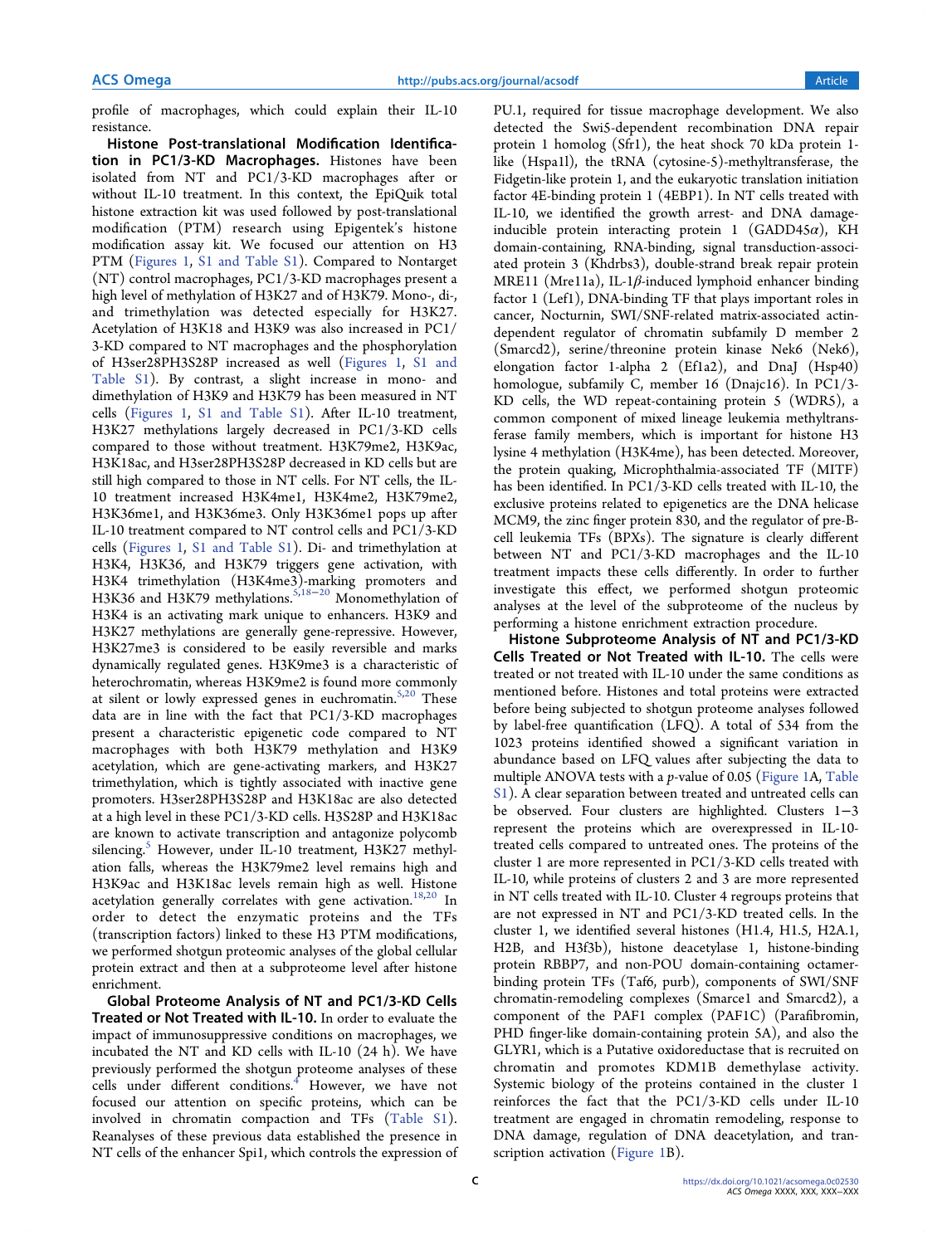profile of macrophages, which could explain their IL-10 resistance.

**Histone Post-translational Modification Identification in PC1/3-KD Macrophages.** Histones have been isolated from NT and PC1/3-KD macrophages after or without IL-10 treatment. In this context, the EpiQuik total histone extraction kit was used followed by post-translational modification (PTM) research using Epigentek's histone modification assay kit. We focused our attention on H3 PTM (Figures 1, S1 and Table S1). Compared to Nontarget (NT) control macrophages, PC1/3-KD macrophages present a high level of methylation of H3K27 and of H3K79. Mono-, di-, and trimethylation was detected especially for H3K27. Acetylation of H3K18 and H3K9 was also increased in PC1/3-KD compared to NT macrophages and the phosphorylation of H3ser28PH3S28P increased as well (Figures 1, S1 and Table S1). By contrast, a slight increase in mono- and dimethylation of H3K9 and H3K79 has been measured in NT cells (Figures 1, S1 and Table S1). After IL-10 treatment, H3K27 methylations largely decreased in PC1/3-KD cells compared to those without treatment. H3K79me2, H3K9ac, H3K18ac, and H3ser28PH3S28P decreased in KD cells but are still high compared to those in NT cells. For NT cells, the IL-10 treatment increased H3K4me1, H3K4me2, H3K79me2, H3K36me1, and H3K36me3. Only H3K36me1 pops up after IL-10 treatment compared to NT control cells and PC1/3-KD cells (Figures 1, S1 and Table S1). Di- and trimethylation at H3K4, H3K36, and H3K79 triggers gene activation, with H3K4 trimethylation (H3K4me3)-marking promoters and H3K36 and H3K79 methylations.[5,18−20] Monomethylation of H3K4 is an activating mark unique to enhancers. H3K9 and H3K27 methylations are generally gene-repressive. However, H3K27me3 is considered to be easily reversible and marks dynamically regulated genes. H3K9me3 is a characteristic of heterochromatin, whereas H3K9me2 is found more commonly at silent or lowly expressed genes in euchromatin.[5,20] These data are in line with the fact that PC1/3-KD macrophages present a characteristic epigenetic code compared to NT macrophages with both H3K79 methylation and H3K9 acetylation, which are gene-activating markers, and H3K27 trimethylation, which is tightly associated with inactive gene promoters. H3ser28PH3S28P and H3K18ac are also detected at a high level in these PC1/3-KD cells. H3S28P and H3K18ac are known to activate transcription and antagonize polycomb silencing.[5] However, under IL-10 treatment, H3K27 methylation falls, whereas the H3K79me2 level remains high and H3K9ac and H3K18ac levels remain high as well. Histone acetylation generally correlates with gene activation.[18,20] In order to detect the enzymatic proteins and the TFs (transcription factors) linked to these H3 PTM modifications, we performed shotgun proteomic analyses of the global cellular protein extract and then at a subproteome level after histone enrichment.

**Global Proteome Analysis of NT and PC1/3-KD Cells Treated or Not Treated with IL-10.** In order to evaluate the impact of immunosuppressive conditions on macrophages, we incubated the NT and KD cells with IL-10 (24 h). We have previously performed the shotgun proteome analyses of these cells under different conditions.[4] However, we have not focused our attention on specific proteins, which can be involved in chromatin compaction and TFs (Table S1). Reanalyses of these previous data established the presence in NT cells of the enhancer Spi1, which controls the expression of PU.1, required for tissue macrophage development. We also detected the Swi5-dependent recombination DNA repair protein 1 homolog (Sfr1), the heat shock 70 kDa protein 1-like (Hspa1l), the tRNA (cytosine-5)-methyltransferase, the Fidgetin-like protein 1, and the eukaryotic translation initiation factor 4E-binding protein 1 (4EBP1). In NT cells treated with IL-10, we identified the growth arrest- and DNA damage-inducible protein interacting protein 1 (GADD45α), KH domain-containing, RNA-binding, signal transduction-associated protein 3 (Khdrbs3), double-strand break repair protein MRE11 (Mre11a), IL-1β-induced lymphoid enhancer binding factor 1 (Lef1), DNA-binding TF that plays important roles in cancer, Nocturnin, SWI/SNF-related matrix-associated actin-dependent regulator of chromatin subfamily D member 2 (Smarcd2), serine/threonine protein kinase Nek6 (Nek6), elongation factor 1-alpha 2 (Ef1a2), and DnaJ (Hsp40) homologue, subfamily C, member 16 (Dnajc16). In PC1/3-KD cells, the WD repeat-containing protein 5 (WDR5), a common component of mixed lineage leukemia methyltransferase family members, which is important for histone H3 lysine 4 methylation (H3K4me), has been detected. Moreover, the protein quaking, Microphthalmia-associated TF (MITF) has been identified. In PC1/3-KD cells treated with IL-10, the exclusive proteins related to epigenetics are the DNA helicase MCM9, the zinc finger protein 830, and the regulator of pre-B-cell leukemia TFs (BPXs). The signature is clearly different between NT and PC1/3-KD macrophages and the IL-10 treatment impacts these cells differently. In order to further investigate this effect, we performed shotgun proteomic analyses at the level of the subproteome of the nucleus by performing a histone enrichment extraction procedure.

**Histone Subproteome Analysis of NT and PC1/3-KD Cells Treated or Not Treated with IL-10.** The cells were treated or not treated with IL-10 under the same conditions as mentioned before. Histones and total proteins were extracted before being subjected to shotgun proteome analyses followed by label-free quantification (LFQ). A total of 534 from the 1023 proteins identified showed a significant variation in abundance based on LFQ values after subjecting the data to multiple ANOVA tests with a $p$-value of 0.05 (Figure 1A, Table S1). A clear separation between treated and untreated cells can be observed. Four clusters are highlighted. Clusters 1−3 represent the proteins which are overexpressed in IL-10-treated cells compared to untreated ones. The proteins of the cluster 1 are more represented in PC1/3-KD cells treated with IL-10, while proteins of clusters 2 and 3 are more represented in NT cells treated with IL-10. Cluster 4 regroups proteins that are not expressed in NT and PC1/3-KD treated cells. In the cluster 1, we identified several histones (H1.4, H1.5, H2A.1, H2B, and H3f3b), histone deacetylase 1, histone-binding protein RBBP7, and non-POU domain-containing octamer-binding protein TFs (Taf6, purb), components of SWI/SNF chromatin-remodeling complexes (Smarce1 and Smarcd2), a component of the PAF1 complex (PAF1C) (Parafibromin, PHD finger-like domain-containing protein 5A), and also the GLYR1, which is a Putative oxidoreductase that is recruited on chromatin and promotes KDM1B demethylase activity. Systemic biology of the proteins contained in the cluster 1 reinforces the fact that the PC1/3-KD cells under IL-10 treatment are engaged in chromatin remodeling, response to DNA damage, regulation of DNA deacetylation, and transcription activation (Figure 1B).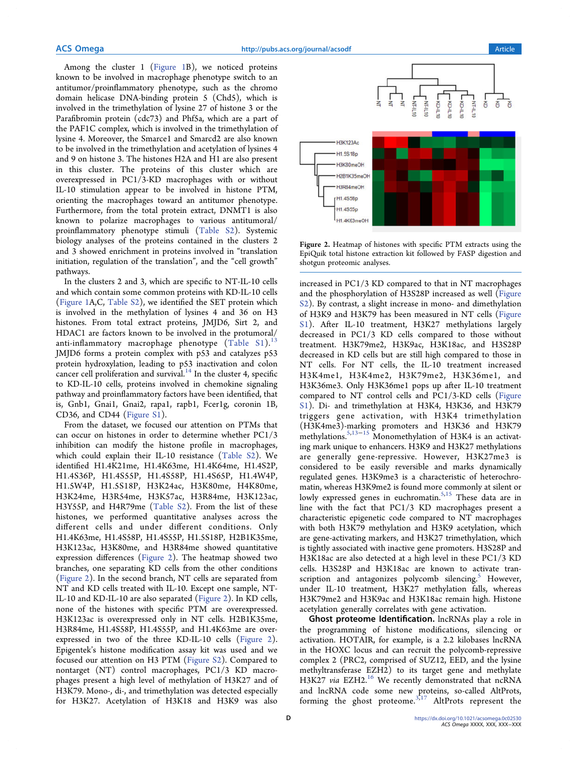Among the cluster 1 (Figure 1B), we noticed proteins known to be involved in macrophage phenotype switch to an antitumor/proinflammatory phenotype, such as the chromo domain helicase DNA-binding protein 5 (Chd5), which is involved in the trimethylation of lysine 27 of histone 3 or the Parafibromin protein (cdc73) and Phf5a, which are a part of the PAF1C complex, which is involved in the trimethylation of lysine 4. Moreover, the Smarce1 and Smarcd2 are also known to be involved in the trimethylation and acetylation of lysines 4 and 9 on histone 3. The histones H2A and H1 are also present in this cluster. The proteins of this cluster which are overexpressed in PC1/3-KD macrophages with or without IL-10 stimulation appear to be involved in histone PTM, orienting the macrophages toward an antitumor phenotype. Furthermore, from the total protein extract, DNMT1 is also known to polarize macrophages to various antitumoral/proinflammatory phenotype stimuli (Table S2). Systemic biology analyses of the proteins contained in the clusters 2 and 3 showed enrichment in proteins involved in "translation initiation, regulation of the translation", and the "cell growth" pathways.

In the clusters 2 and 3, which are specific to NT-IL-10 cells and which contain some common proteins with KD-IL-10 cells (Figure 1A,C, Table S2), we identified the SET protein which is involved in the methylation of lysines 4 and 36 on H3 histones. From total extract proteins, JMJD6, Sirt 2, and HDAC1 are factors known to be involved in the protumoral/anti-inflammatory macrophage phenotype (Table S1).[13] JMJD6 forms a protein complex with p53 and catalyzes p53 protein hydroxylation, leading to p53 inactivation and colon cancer cell proliferation and survival.[14] In the cluster 4, specific to KD-IL-10 cells, proteins involved in chemokine signaling pathway and proinflammatory factors have been identified, that is, Gnb1, Gnai1, Gnai2, rapa1, rapb1, Fcer1g, coronin 1B, CD36, and CD44 (Figure S1).

From the dataset, we focused our attention on PTMs that can occur on histones in order to determine whether PC1/3 inhibition can modify the histone profile in macrophages, which could explain their IL-10 resistance (Table S2). We identified H1.4K21me, H1.4K63me, H1.4K64me, H1.4S2P, H1.4S36P, H1.4S55P, H1.4S58P, H1.4S65P, H1.4W4P, H1.5W4P, H1.5S18P, H3K24ac, H3K80me, H4K80me, H3K24me, H3R54me, H3K57ac, H3R84me, H3K123ac, H3Y55P, and H4R79me (Table S2). From the list of these histones, we performed quantitative analyses across the different cells and under different conditions. Only H1.4K63me, H1.4S58P, H1.4S55P, H1.5S18P, H2B1K35me, H3K123ac, H3K80me, and H3R84me showed quantitative expression differences (Figure 2). The heatmap showed two branches, one separating KD cells from the other conditions (Figure 2). In the second branch, NT cells are separated from NT and KD cells treated with IL-10. Except one sample, NT-IL-10 and KD-IL-10 are also separated (Figure 2). In KD cells, none of the histones with specific PTM are overexpressed. H3K123ac is overexpressed only in NT cells. H2B1K35me, H3R84me, H1.4S58P, H1.4S55P, and H1.4K63me are overexpressed in two of the three KD-IL-10 cells (Figure 2). Epigentek's histone modification assay kit was used and we focused our attention on H3 PTM (Figure S2). Compared to nontarget (NT) control macrophages, PC1/3 KD macrophages present a high level of methylation of H3K27 and of H3K79. Mono-, di-, and trimethylation was detected especially for H3K27. Acetylation of H3K18 and H3K9 was also increased in PC1/3 KD compared to that in NT macrophages and the phosphorylation of H3S28P increased as well (Figure S2). By contrast, a slight increase in mono- and dimethylation of H3K9 and H3K79 has been measured in NT cells (Figure S1). After IL-10 treatment, H3K27 methylations largely decreased in PC1/3 KD cells compared to those without treatment. H3K79me2, H3K9ac, H3K18ac, and H3S28P decreased in KD cells but are still high compared to those in NT cells. For NT cells, the IL-10 treatment increased H3K4me1, H3K4me2, H3K79me2, H3K36me1, and H3K36me3. Only H3K36me1 pops up after IL-10 treatment compared to NT control cells and PC1/3-KD cells (Figure S1). Di- and trimethylation at H3K4, H3K36, and H3K79 triggers gene activation, with H3K4 trimethylation (H3K4me3)-marking promoters and H3K36 and H3K79 methylations.[5,13−15] Monomethylation of H3K4 is an activating mark unique to enhancers. H3K9 and H3K27 methylations are generally gene-repressive. However, H3K27me3 is considered to be easily reversible and marks dynamically regulated genes. H3K9me3 is a characteristic of heterochromatin, whereas H3K9me2 is found more commonly at silent or lowly expressed genes in euchromatin.[5,15] These data are in line with the fact that PC1/3 KD macrophages present a characteristic epigenetic code compared to NT macrophages with both H3K79 methylation and H3K9 acetylation, which are gene-activating markers, and H3K27 trimethylation, which is tightly associated with inactive gene promoters. H3S28P and H3K18ac are also detected at a high level in these PC1/3 KD cells. H3S28P and H3K18ac are known to activate transcription and antagonizes polycomb silencing.[5] However, under IL-10 treatment, H3K27 methylation falls, whereas H3K79me2 and H3K9ac and H3K18ac remain high. Histone acetylation generally correlates with gene activation.

Figure 2. Heatmap of histones with specific PTM extracts using the EpiQuik total histone extraction kit followed by FASP digestion and shotgun proteomic analyses.

**Ghost Proteome Identification.** lncRNAs play a role in the programming of histone modifications, silencing or activation. HOTAIR, for example, is a 2.2 kilobases lncRNA in the HOXC locus and can recruit the polycomb-repressive complex 2 (PRC2, comprised of SUZ12, EED, and the lysine methyltransferase EZH2) to its target gene and methylate H3K27 *via* EZH2.[16] We recently demonstrated that ncRNA and lncRNA code some new proteins, so-called AltProts, forming the ghost proteome.[3,17] AltProts represent the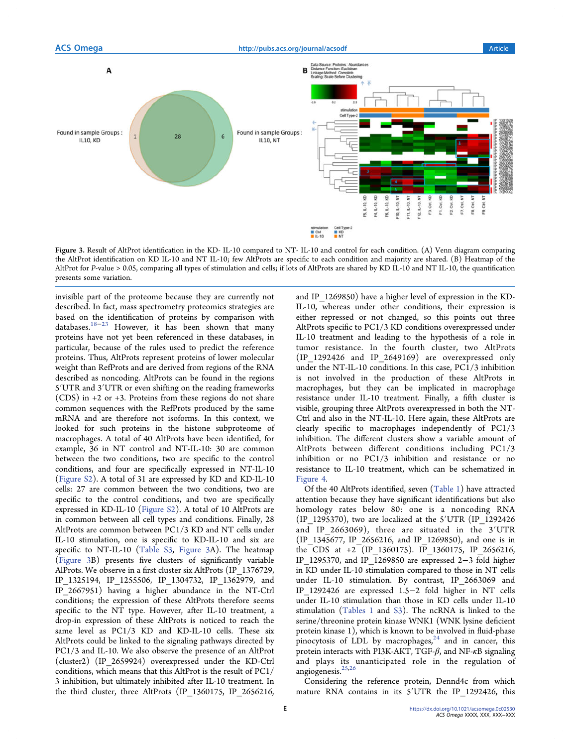Figure 3. Result of AltProt identification in the KD- IL-10 compared to NT- IL-10 and control for each condition. (A) Venn diagram comparing the AltProt identification on KD IL-10 and NT IL-10; few AltProts are specific to each condition and majority are shared. (B) Heatmap of the AltProt for *P*-value > 0.05, comparing all types of stimulation and cells; if lots of AltProts are shared by KD IL-10 and NT IL-10, the quantification presents some variation.

invisible part of the proteome because they are currently not described. In fact, mass spectrometry proteomics strategies are based on the identification of proteins by comparison with databases.[18−23] However, it has been shown that many proteins have not yet been referenced in these databases, in particular, because of the rules used to predict the reference proteins. Thus, AltProts represent proteins of lower molecular weight than RefProts and are derived from regions of the RNA described as noncoding. AltProts can be found in the regions 5′UTR and 3′UTR or even shifting on the reading frameworks (CDS) in +2 or +3. Proteins from these regions do not share common sequences with the RefProts produced by the same mRNA and are therefore not isoforms. In this context, we looked for such proteins in the histone subproteome of macrophages. A total of 40 AltProts have been identified, for example, 36 in NT control and NT-IL-10: 30 are common between the two conditions, two are specific to the control conditions, and four are specifically expressed in NT-IL-10 (Figure S2). A total of 31 are expressed by KD and KD-IL-10 cells: 27 are common between the two conditions, two are specific to the control conditions, and two are specifically expressed in KD-IL-10 (Figure S2). A total of 10 AltProts are in common between all cell types and conditions. Finally, 28 AltProts are common between PC1/3 KD and NT cells under IL-10 stimulation, one is specific to KD-IL-10 and six are specific to NT-IL-10 (Table S3, Figure 3A). The heatmap (Figure 3B) presents five clusters of significantly variable AltProts. We observe in a first cluster six AltProts (IP_1376729, IP_1325194, IP_1255506, IP_1304732, IP_1362979, and IP_2667951) having a higher abundance in the NT-Ctrl conditions; the expression of these AltProts therefore seems specific to the NT type. However, after IL-10 treatment, a drop-in expression of these AltProts is noticed to reach the same level as PC1/3 KD and KD-IL-10 cells. These six AltProts could be linked to the signaling pathways directed by PC1/3 and IL-10. We also observe the presence of an AltProt (cluster2) (IP_2659924) overexpressed under the KD-Ctrl conditions, which means that this AltProt is the result of PC1/3 inhibition, but ultimately inhibited after IL-10 treatment. In the third cluster, three AltProts (IP_1360175, IP_2656216, and IP_1269850) have a higher level of expression in the KD-IL-10, whereas under other conditions, their expression is either repressed or not changed, so this points out three AltProts specific to PC1/3 KD conditions overexpressed under IL-10 treatment and leading to the hypothesis of a role in tumor resistance. In the fourth cluster, two AltProts (IP_1292426 and IP_2649169) are overexpressed only under the NT-IL-10 conditions. In this case, PC1/3 inhibition is not involved in the production of these AltProts in macrophages, but they can be implicated in macrophage resistance under IL-10 treatment. Finally, a fifth cluster is visible, grouping three AltProts overexpressed in both the NT-Ctrl and also in the NT-IL-10. Here again, these AltProts are clearly specific to macrophages independently of PC1/3 inhibition. The different clusters show a variable amount of AltProts between different conditions including PC1/3 inhibition or no PC1/3 inhibition and resistance or no resistance to IL-10 treatment, which can be schematized in Figure 4.

Of the 40 AltProts identified, seven (Table 1) have attracted attention because they have significant identifications but also homology rates below 80: one is a noncoding RNA (IP_1295370), two are localized at the 5′UTR (IP_1292426 and IP_2663069), three are situated in the 3′UTR (IP_1345677, IP_2656216, and IP_1269850), and one is in the CDS at +2 (IP_1360175). IP_1360175, IP_2656216, IP_1295370, and IP_1269850 are expressed 2−3 fold higher in KD under IL-10 stimulation compared to those in NT cells under IL-10 stimulation. By contrast, IP_2663069 and IP_1292426 are expressed 1.5−2 fold higher in NT cells under IL-10 stimulation than those in KD cells under IL-10 stimulation (Tables 1 and S3). The ncRNA is linked to the serine/threonine protein kinase WNK1 (WNK lysine deficient protein kinase 1), which is known to be involved in fluid-phase pinocytosis of LDL by macrophages,[24] and in cancer, this protein interacts with PI3K-AKT, TGF-$\beta$, and NF-$\kappa$B signaling and plays its unanticipated role in the regulation of angiogenesis.[25,26]

Considering the reference protein, Dennd4c from which mature RNA contains in its 5′UTR the IP_1292426, this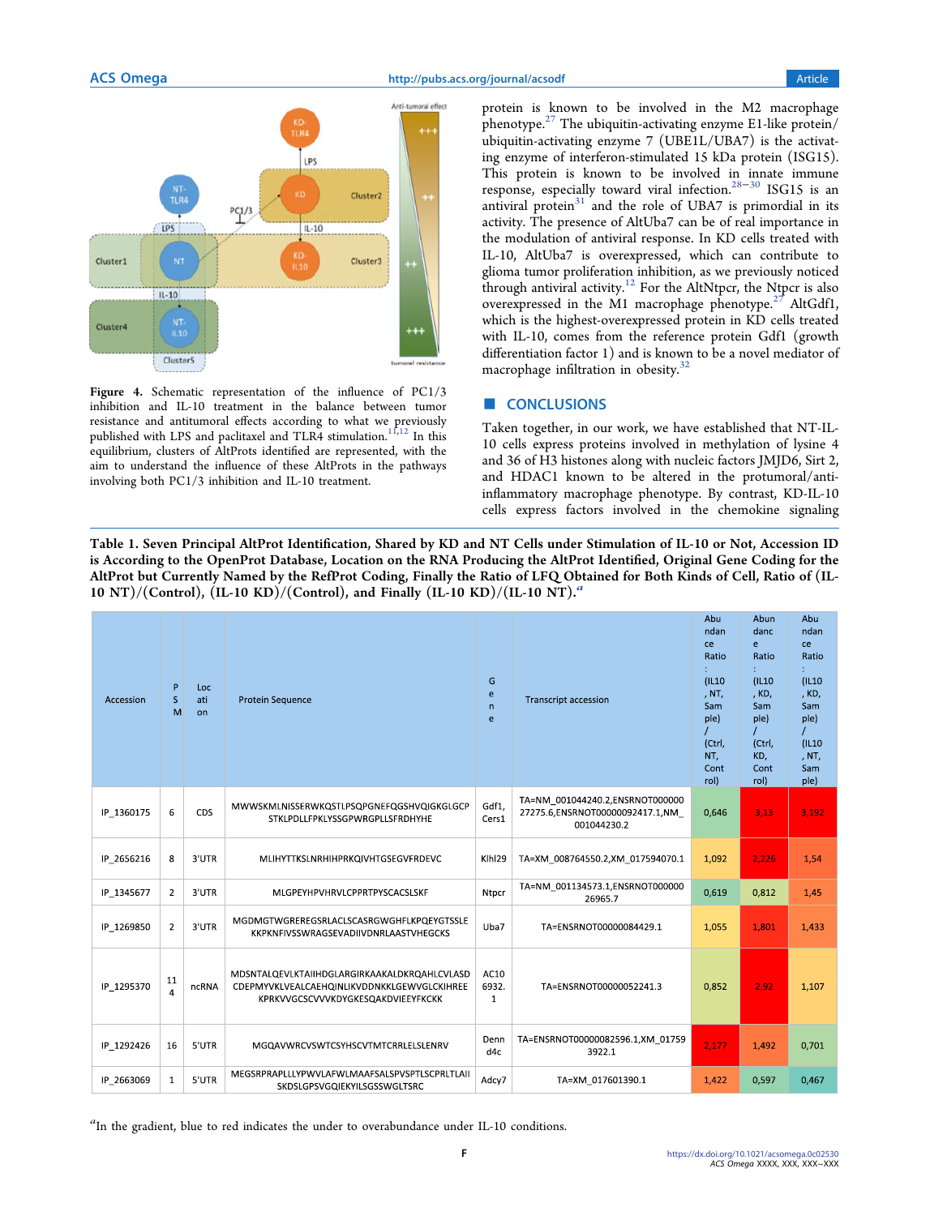Figure 4. Schematic representation of the influence of PC1/3 inhibition and IL-10 treatment in the balance between tumor resistance and antitumoral effects according to what we previously published with LPS and paclitaxel and TLR4 stimulation.[11,12] In this equilibrium, clusters of AltProts identified are represented, with the aim to understand the influence of these AltProts in the pathways involving both PC1/3 inhibition and IL-10 treatment.

protein is known to be involved in the M2 macrophage phenotype.[27] The ubiquitin-activating enzyme E1-like protein/ubiquitin-activating enzyme 7 (UBE1L/UBA7) is the activating enzyme of interferon-stimulated 15 kDa protein (ISG15). This protein is known to be involved in innate immune response, especially toward viral infection.[28−30] ISG15 is an antiviral protein[31] and the role of UBA7 is primordial in its activity. The presence of AltUba7 can be of real importance in the modulation of antiviral response. In KD cells treated with IL-10, AltUba7 is overexpressed, which can contribute to glioma tumor proliferation inhibition, as we previously noticed through antiviral activity.[12] For the AltNtpcr, the Ntpcr is also overexpressed in the M1 macrophage phenotype.[27] AltGdf1, which is the highest-overexpressed protein in KD cells treated with IL-10, comes from the reference protein Gdf1 (growth differentiation factor 1) and is known to be a novel mediator of macrophage infiltration in obesity.[32]

## CONCLUSIONS

Taken together, in our work, we have established that NT-IL-10 cells express proteins involved in methylation of lysine 4 and 36 of H3 histones along with nucleic factors JMJD6, Sirt 2, and HDAC1 known to be altered in the protumoral/anti-inflammatory macrophage phenotype. By contrast, KD-IL-10 cells express factors involved in the chemokine signaling

**Table 1. Seven Principal AltProt Identification, Shared by KD and NT Cells under Stimulation of IL-10 or Not, Accession ID is According to the OpenProt Database, Location on the RNA Producing the AltProt Identified, Original Gene Coding for the AltProt but Currently Named by the RefProt Coding, Finally the Ratio of LFQ Obtained for Both Kinds of Cell, Ratio of (IL-10 NT)/(Control), (IL-10 KD)/(Control), and Finally (IL-10 KD)/(IL-10 NT).[a]**

| Accession | PSM | Location | Protein Sequence | Gene | Transcript accession | Abundance Ratio: (IL10, NT, Sample) / (Ctrl, NT, Control) | Abundance Ratio: (IL10, KD, Sample) / (Ctrl, KD, Control) | Abundance Ratio: (IL10, KD, Sample) / (IL10, NT, Sample) |
|---|---|---|---|---|---|---|---|---|
| IP_1360175 | 6 | CDS | MWWSKMLNISSERWKQSTLPSQPGNEFQGSHVQIGKGLGCPSTKLPDLLFPKLYSSGPWRGPLLSFRDHYHE | Gdf1, Cers1 | TA=NM_001044240.2,ENSRNOT00000027275.6,ENSRNOT00000092417.1,NM_001044230.2 | 0,646 | 3,13 | 3,192 |
| IP_2656216 | 8 | 3'UTR | MLIHYTTKSLNRHIHPRKQIVHTGSEGVFRDEVC | Klhl29 | TA=XM_008764550.2,XM_017594070.1 | 1,092 | 2,226 | 1,54 |
| IP_1345677 | 2 | 3'UTR | MLGPEYHPVHRVLCPPRTPYSCACSLSKF | Ntpcr | TA=NM_001134573.1,ENSRNOT00000026965.7 | 0,619 | 0,812 | 1,45 |
| IP_1269850 | 2 | 3'UTR | MGDMGTWGREREGSRLACLSCASRGWGHFLKPQEYGTSSLEKKPKNFIVSSWRAGSEVADIIVDNRLAASTVHEGCKS | Uba7 | TA=ENSRNOT00000084429.1 | 1,055 | 1,801 | 1,433 |
| IP_1295370 | 114 | ncRNA | MDSNTALQEVLKTAIIHDGLARGIRKAAKALDKRQAHLCVLASDCDEPMYVKLVEALCAEHQINLIKVDDNKKLGEWVGLCKIHREEKPRKVVGCSCVVVKDYGKESQAKDVIEEYFKCKK | AC106932.1 | TA=ENSRNOT00000052241.3 | 0,852 | 2,92 | 1,107 |
| IP_1292426 | 16 | 5'UTR | MGQAVWRCVSWTCSYHSCVTMTCRRLELSLENRV | Denn d4c | TA=ENSRNOT00000082596.1,XM_017593922.1 | 2,177 | 1,492 | 0,701 |
| IP_2663069 | 1 | 5'UTR | MEGSRPRAPLLLYPWVLAFWLMAAFSALSPVSPTLSCPRLTLAIISKDSLGPSVGQIEKYILSGSSWGLTSRC | Adcy7 | TA=XM_017601390.1 | 1,422 | 0,597 | 0,467 |

[a]In the gradient, blue to red indicates the under to overabundance under IL-10 conditions.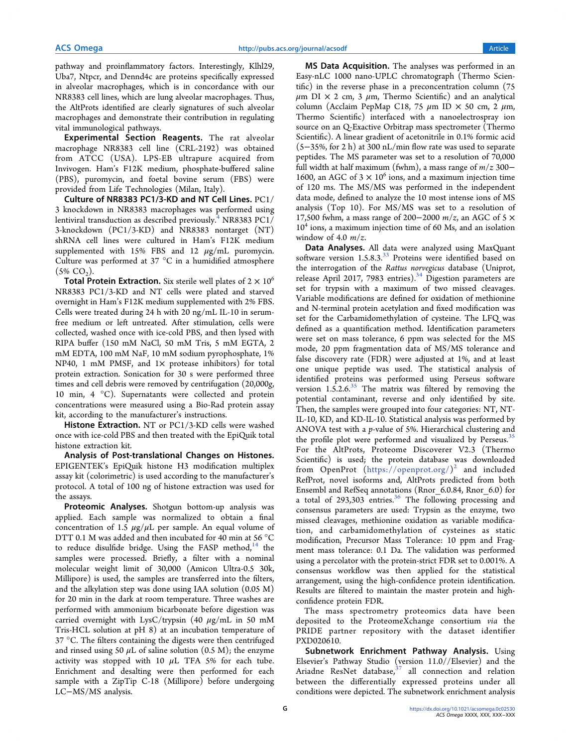pathway and proinflammatory factors. Interestingly, Klhl29, Uba7, Ntpcr, and Dennd4c are proteins specifically expressed in alveolar macrophages, which is in concordance with our NR8383 cell lines, which are lung alveolar macrophages. Thus, the AltProts identified are clearly signatures of such alveolar macrophages and demonstrate their contribution in regulating vital immunological pathways.

**Experimental Section Reagents.** The rat alveolar macrophage NR8383 cell line (CRL-2192) was obtained from ATCC (USA). LPS-EB ultrapure acquired from Invivogen. Ham's F12K medium, phosphate-buffered saline (PBS), puromycin, and foetal bovine serum (FBS) were provided from Life Technologies (Milan, Italy).

**Culture of NR8383 PC1/3-KD and NT Cell Lines.** PC1/3 knockdown in NR8383 macrophages was performed using lentiviral transduction as described previously.[4] NR8383 PC1/3-knockdown (PC1/3-KD) and NR8383 nontarget (NT) shRNA cell lines were cultured in Ham's F12K medium supplemented with 15% FBS and 12 μg/mL puromycin. Culture was performed at 37 °C in a humidified atmosphere (5% $CO_2$).

**Total Protein Extraction.** Six sterile well plates of $2 \times 10^6$ NR8383 PC1/3-KD and NT cells were plated and starved overnight in Ham's F12K medium supplemented with 2% FBS. Cells were treated during 24 h with 20 ng/mL IL-10 in serum-free medium or left untreated. After stimulation, cells were collected, washed once with ice-cold PBS, and then lysed with RIPA buffer (150 mM NaCl, 50 mM Tris, 5 mM EGTA, 2 mM EDTA, 100 mM NaF, 10 mM sodium pyrophosphate, 1% NP40, 1 mM PMSF, and 1× protease inhibitors) for total protein extraction. Sonication for 30 s were performed three times and cell debris were removed by centrifugation (20,000g, 10 min, 4 °C). Supernatants were collected and protein concentrations were measured using a Bio-Rad protein assay kit, according to the manufacturer's instructions.

**Histone Extraction.** NT or PC1/3-KD cells were washed once with ice-cold PBS and then treated with the EpiQuik total histone extraction kit.

**Analysis of Post-translational Changes on Histones.** EPIGENTEK's EpiQuik histone H3 modification multiplex assay kit (colorimetric) is used according to the manufacturer's protocol. A total of 100 ng of histone extraction was used for the assays.

**Proteomic Analyses.** Shotgun bottom-up analysis was applied. Each sample was normalized to obtain a final concentration of 1.5 μg/μL per sample. An equal volume of DTT 0.1 M was added and then incubated for 40 min at 56 °C to reduce disulfide bridge. Using the FASP method,[14] the samples were processed. Briefly, a filter with a nominal molecular weight limit of 30,000 (Amicon Ultra-0.5 30k, Millipore) is used, the samples are transferred into the filters, and the alkylation step was done using IAA solution (0.05 M) for 20 min in the dark at room temperature. Three washes are performed with ammonium bicarbonate before digestion was carried overnight with LysC/trypsin (40 μg/mL in 50 mM Tris-HCL solution at pH 8) at an incubation temperature of 37 °C. The filters containing the digests were then centrifuged and rinsed using 50 μL of saline solution (0.5 M); the enzyme activity was stopped with 10 μL TFA 5% for each tube. Enrichment and desalting were then performed for each sample with a ZipTip C-18 (Millipore) before undergoing LC−MS/MS analysis.

**MS Data Acquisition.** The analyses was performed in an Easy-nLC 1000 nano-UPLC chromatograph (Thermo Scientific) in the reverse phase in a preconcentration column (75 μm DI × 2 cm, 3 μm, Thermo Scientific) and an analytical column (Acclaim PepMap C18, 75 μm ID × 50 cm, 2 μm, Thermo Scientific) interfaced with a nanoelectrospray ion source on an Q-Exactive Orbitrap mass spectrometer (Thermo Scientific). A linear gradient of acetonitrile in 0.1% formic acid (5−35%, for 2 h) at 300 nL/min flow rate was used to separate peptides. The MS parameter was set to a resolution of 70,000 full width at half maximum (fwhm), a mass range of $m/z$ 300−1600, an AGC of $3 \times 10^6$ ions, and a maximum injection time of 120 ms. The MS/MS was performed in the independent data mode, defined to analyze the 10 most intense ions of MS analysis (Top 10). For MS/MS was set to a resolution of 17,500 fwhm, a mass range of 200−2000 $m/z$, an AGC of $5 \times 10^4$ ions, a maximum injection time of 60 Ms, and an isolation window of 4.0 $m/z$.

**Data Analyses.** All data were analyzed using MaxQuant software version 1.5.8.3.[33] Proteins were identified based on the interrogation of the *Rattus norvegicus* database (Uniprot, release April 2017, 7983 entries).[34] Digestion parameters are set for trypsin with a maximum of two missed cleavages. Variable modifications are defined for oxidation of methionine and N-terminal protein acetylation and fixed modification was set for the Carbamidomethylation of cysteine. The LFQ was defined as a quantification method. Identification parameters were set on mass tolerance, 6 ppm was selected for the MS mode, 20 ppm fragmentation data of MS/MS tolerance and false discovery rate (FDR) were adjusted at 1%, and at least one unique peptide was used. The statistical analysis of identified proteins was performed using Perseus software version 1.5.2.6.[35] The matrix was filtered by removing the potential contaminant, reverse and only identified by site. Then, the samples were grouped into four categories: NT, NT-IL-10, KD, and KD-IL-10. Statistical analysis was performed by ANOVA test with a $p$-value of 5%. Hierarchical clustering and the profile plot were performed and visualized by Perseus.[35] For the AltProts, Proteome Discoverer V2.3 (Thermo Scientific) is used; the protein database was downloaded from OpenProt (https://openprot.org/)[2] and included RefProt, novel isoforms and, AltProts predicted from both Ensembl and RefSeq annotations (Rnor_6.0.84, Rnor_6.0) for a total of 293,303 entries.[36] The following processing and consensus parameters are used: Trypsin as the enzyme, two missed cleavages, methionine oxidation as variable modification, and carbamidomethylation of cysteines as static modification, Precursor Mass Tolerance: 10 ppm and Fragment mass tolerance: 0.1 Da. The validation was performed using a percolator with the protein-strict FDR set to 0.001%. A consensus workflow was then applied for the statistical arrangement, using the high-confidence protein identification. Results are filtered to maintain the master protein and high-confidence protein FDR.

The mass spectrometry proteomics data have been deposited to the ProteomeXchange consortium *via* the PRIDE partner repository with the dataset identifier PXD020610.

**Subnetwork Enrichment Pathway Analysis.** Using Elsevier's Pathway Studio (version 11.0//Elsevier) and the Ariadne ResNet database,[37] all connection and relation between the differentially expressed proteins under all conditions were depicted. The subnetwork enrichment analysis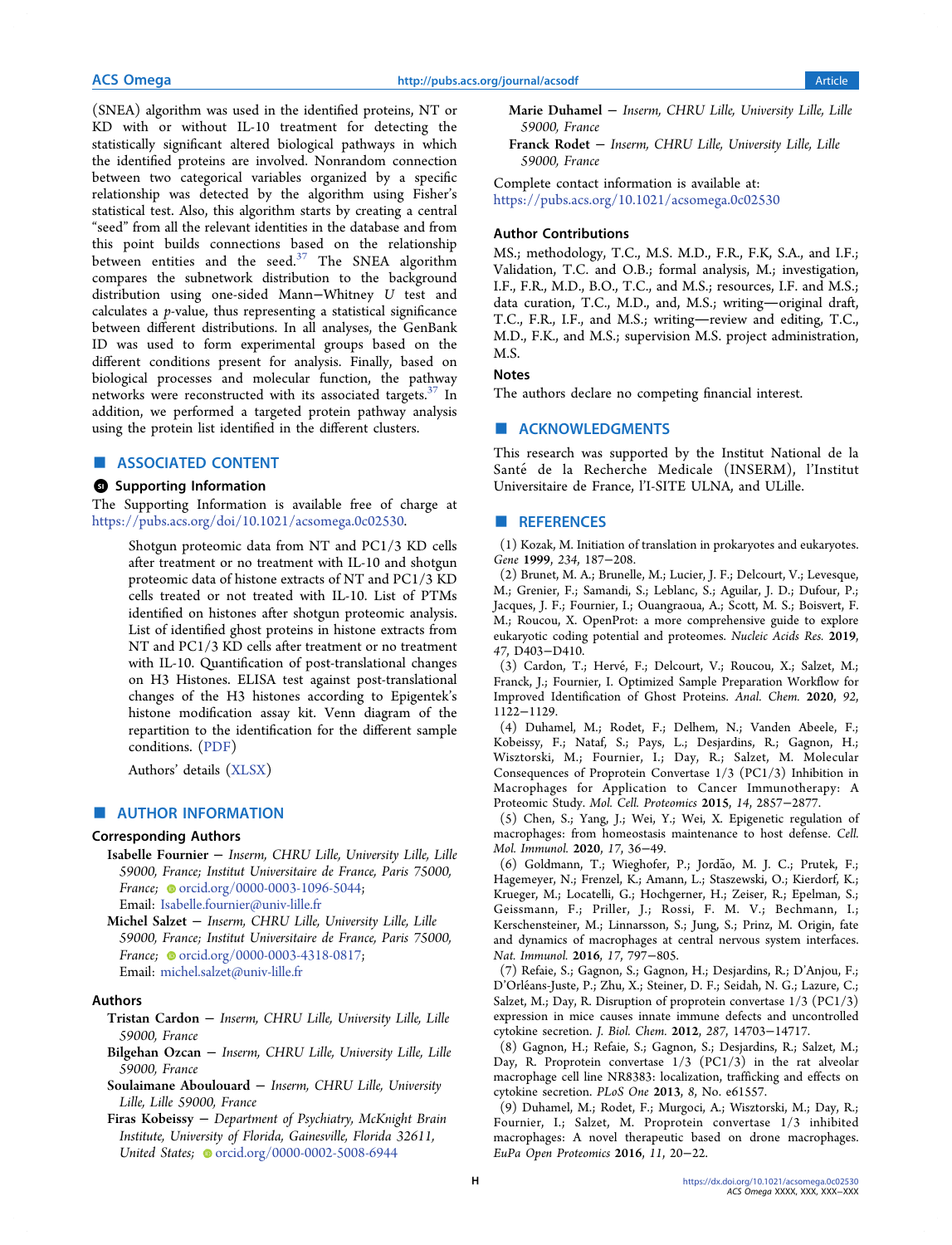(SNEA) algorithm was used in the identified proteins, NT or KD with or without IL-10 treatment for detecting the statistically significant altered biological pathways in which the identified proteins are involved. Nonrandom connection between two categorical variables organized by a specific relationship was detected by the algorithm using Fisher's statistical test. Also, this algorithm starts by creating a central "seed" from all the relevant identities in the database and from this point builds connections based on the relationship between entities and the seed.[37] The SNEA algorithm compares the subnetwork distribution to the background distribution using one-sided Mann−Whitney $U$ test and calculates a $p$-value, thus representing a statistical significance between different distributions. In all analyses, the GenBank ID was used to form experimental groups based on the different conditions present for analysis. Finally, based on biological processes and molecular function, the pathway networks were reconstructed with its associated targets.[37] In addition, we performed a targeted protein pathway analysis using the protein list identified in the different clusters.

## ■ ASSOCIATED CONTENT

### Supporting Information

The Supporting Information is available free of charge at https://pubs.acs.org/doi/10.1021/acsomega.0c02530.

Shotgun proteomic data from NT and PC1/3 KD cells after treatment or no treatment with IL-10 and shotgun proteomic data of histone extracts of NT and PC1/3 KD cells treated or not treated with IL-10. List of PTMs identified on histones after shotgun proteomic analysis. List of identified ghost proteins in histone extracts from NT and PC1/3 KD cells after treatment or no treatment with IL-10. Quantification of post-translational changes on H3 Histones. ELISA test against post-translational changes of the H3 histones according to Epigentek's histone modification assay kit. Venn diagram of the repartition to the identification for the different sample conditions. (PDF)

Authors' details (XLSX)

## ■ AUTHOR INFORMATION

### Corresponding Authors

**Isabelle Fournier** − *Inserm, CHRU Lille, University Lille, Lille 59000, France; Institut Universitaire de France, Paris 75000, France;* orcid.org/0000-0003-1096-5044; Email: Isabelle.fournier@univ-lille.fr

**Michel Salzet** − *Inserm, CHRU Lille, University Lille, Lille 59000, France; Institut Universitaire de France, Paris 75000, France;* orcid.org/0000-0003-4318-0817; Email: michel.salzet@univ-lille.fr

### Authors

**Tristan Cardon** − *Inserm, CHRU Lille, University Lille, Lille 59000, France*

**Bilgehan Ozcan** − *Inserm, CHRU Lille, University Lille, Lille 59000, France*

**Soulaimane Aboulouard** − *Inserm, CHRU Lille, University Lille, Lille 59000, France*

**Firas Kobeissy** − *Department of Psychiatry, McKnight Brain Institute, University of Florida, Gainesville, Florida 32611, United States;* orcid.org/0000-0002-5008-6944

**Marie Duhamel** − *Inserm, CHRU Lille, University Lille, Lille 59000, France*

**Franck Rodet** − *Inserm, CHRU Lille, University Lille, Lille 59000, France*

Complete contact information is available at: https://pubs.acs.org/10.1021/acsomega.0c02530

### Author Contributions

MS.; methodology, T.C., M.S. M.D., F.R., F.K, S.A., and I.F.; Validation, T.C. and O.B.; formal analysis, M.; investigation, I.F., F.R., M.D., B.O., T.C., and M.S.; resources, I.F. and M.S.; data curation, T.C., M.D., and, M.S.; writing—original draft, T.C., F.R., I.F., and M.S.; writing—review and editing, T.C., M.D., F.K., and M.S.; supervision M.S. project administration, M.S.

### Notes

The authors declare no competing financial interest.

## ■ ACKNOWLEDGMENTS

This research was supported by the Institut National de la Santé de la Recherche Medicale (INSERM), l'Institut Universitaire de France, l'I-SITE ULNA, and ULille.

## ■ REFERENCES

(1) Kozak, M. Initiation of translation in prokaryotes and eukaryotes. *Gene* **1999**, *234*, 187−208.

(2) Brunet, M. A.; Brunelle, M.; Lucier, J. F.; Delcourt, V.; Levesque, M.; Grenier, F.; Samandi, S.; Leblanc, S.; Aguilar, J. D.; Dufour, P.; Jacques, J. F.; Fournier, I.; Ouangraoua, A.; Scott, M. S.; Boisvert, F. M.; Roucou, X. OpenProt: a more comprehensive guide to explore eukaryotic coding potential and proteomes. *Nucleic Acids Res.* **2019**, *47*, D403−D410.

(3) Cardon, T.; Hervé, F.; Delcourt, V.; Roucou, X.; Salzet, M.; Franck, J.; Fournier, I. Optimized Sample Preparation Workflow for Improved Identification of Ghost Proteins. *Anal. Chem.* **2020**, *92*, 1122−1129.

(4) Duhamel, M.; Rodet, F.; Delhem, N.; Vanden Abeele, F.; Kobeissy, F.; Nataf, S.; Pays, L.; Desjardins, R.; Gagnon, H.; Wisztorski, M.; Fournier, I.; Day, R.; Salzet, M. Molecular Consequences of Proprotein Convertase 1/3 (PC1/3) Inhibition in Macrophages for Application to Cancer Immunotherapy: A Proteomic Study. *Mol. Cell. Proteomics* **2015**, *14*, 2857−2877.

(5) Chen, S.; Yang, J.; Wei, Y.; Wei, X. Epigenetic regulation of macrophages: from homeostasis maintenance to host defense. *Cell. Mol. Immunol.* **2020**, *17*, 36−49.

(6) Goldmann, T.; Wieghofer, P.; Jordão, M. J. C.; Prutek, F.; Hagemeyer, N.; Frenzel, K.; Amann, L.; Staszewski, O.; Kierdorf, K.; Krueger, M.; Locatelli, G.; Hochgerner, H.; Zeiser, R.; Epelman, S.; Geissmann, F.; Priller, J.; Rossi, F. M. V.; Bechmann, I.; Kerschensteiner, M.; Linnarsson, S.; Jung, S.; Prinz, M. Origin, fate and dynamics of macrophages at central nervous system interfaces. *Nat. Immunol.* **2016**, *17*, 797−805.

(7) Refaie, S.; Gagnon, S.; Gagnon, H.; Desjardins, R.; D'Anjou, F.; D'Orléans-Juste, P.; Zhu, X.; Steiner, D. F.; Seidah, N. G.; Lazure, C.; Salzet, M.; Day, R. Disruption of proprotein convertase 1/3 (PC1/3) expression in mice causes innate immune defects and uncontrolled cytokine secretion. *J. Biol. Chem.* **2012**, *287*, 14703−14717.

(8) Gagnon, H.; Refaie, S.; Gagnon, S.; Desjardins, R.; Salzet, M.; Day, R. Proprotein convertase 1/3 (PC1/3) in the rat alveolar macrophage cell line NR8383: localization, trafficking and effects on cytokine secretion. *PLoS One* **2013**, *8*, No. e61557.

(9) Duhamel, M.; Rodet, F.; Murgoci, A.; Wisztorski, M.; Day, R.; Fournier, I.; Salzet, M. Proprotein convertase 1/3 inhibited macrophages: A novel therapeutic based on drone macrophages. *EuPa Open Proteomics* **2016**, *11*, 20−22.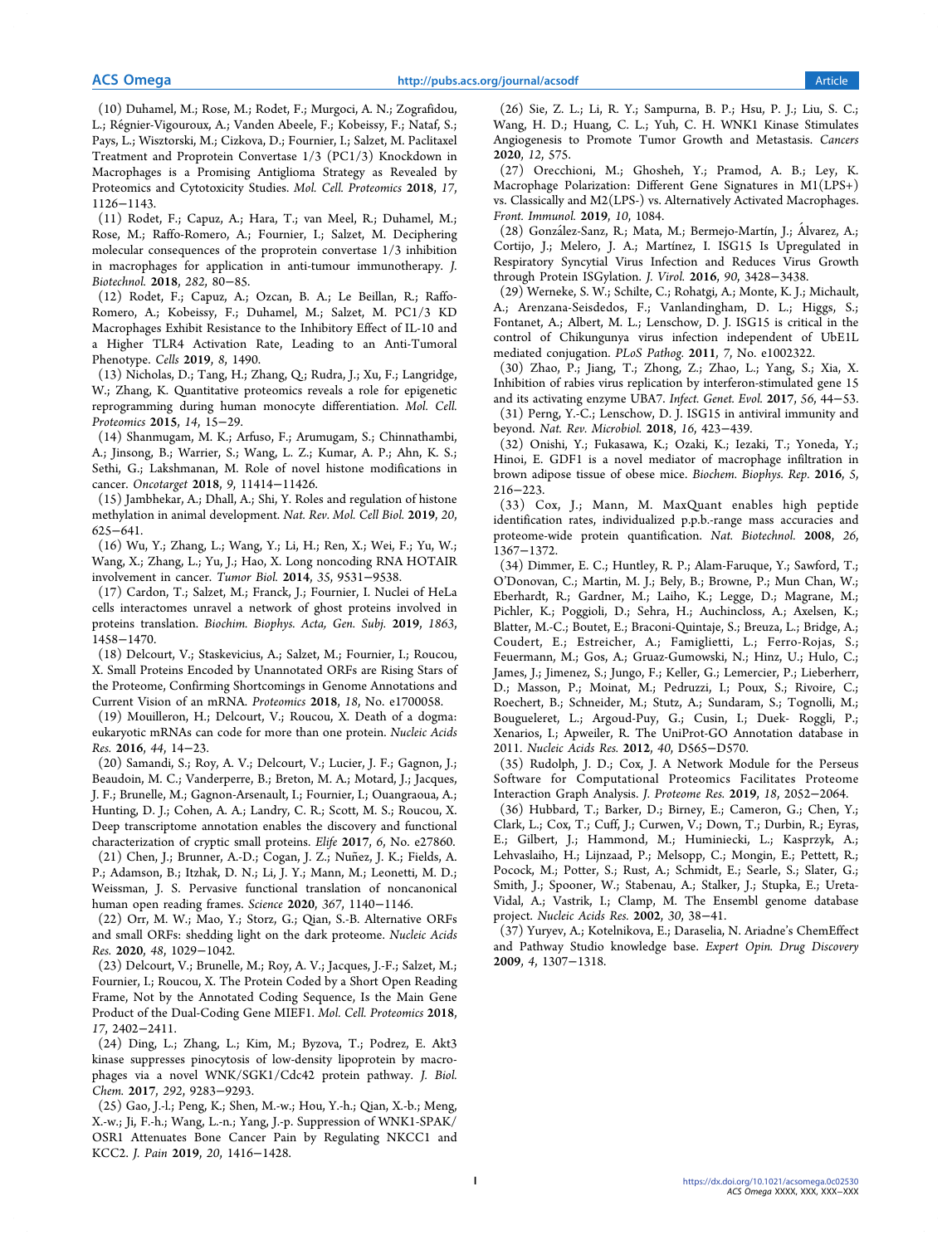(10) Duhamel, M.; Rose, M.; Rodet, F.; Murgoci, A. N.; Zografidou, L.; Régnier-Vigouroux, A.; Vanden Abeele, F.; Kobeissy, F.; Nataf, S.; Pays, L.; Wisztorski, M.; Cizkova, D.; Fournier, I.; Salzet, M. Paclitaxel Treatment and Proprotein Convertase 1/3 (PC1/3) Knockdown in Macrophages is a Promising Antiglioma Strategy as Revealed by Proteomics and Cytotoxicity Studies. *Mol. Cell. Proteomics* **2018**, *17*, 1126−1143.

(11) Rodet, F.; Capuz, A.; Hara, T.; van Meel, R.; Duhamel, M.; Rose, M.; Raffo-Romero, A.; Fournier, I.; Salzet, M. Deciphering molecular consequences of the proprotein convertase 1/3 inhibition in macrophages for application in anti-tumour immunotherapy. *J. Biotechnol.* **2018**, *282*, 80−85.

(12) Rodet, F.; Capuz, A.; Ozcan, B. A.; Le Beillan, R.; Raffo-Romero, A.; Kobeissy, F.; Duhamel, M.; Salzet, M. PC1/3 KD Macrophages Exhibit Resistance to the Inhibitory Effect of IL-10 and a Higher TLR4 Activation Rate, Leading to an Anti-Tumoral Phenotype. *Cells* **2019**, *8*, 1490.

(13) Nicholas, D.; Tang, H.; Zhang, Q.; Rudra, J.; Xu, F.; Langridge, W.; Zhang, K. Quantitative proteomics reveals a role for epigenetic reprogramming during human monocyte differentiation. *Mol. Cell. Proteomics* **2015**, *14*, 15−29.

(14) Shanmugam, M. K.; Arfuso, F.; Arumugam, S.; Chinnathambi, A.; Jinsong, B.; Warrier, S.; Wang, L. Z.; Kumar, A. P.; Ahn, K. S.; Sethi, G.; Lakshmanan, M. Role of novel histone modifications in cancer. *Oncotarget* **2018**, *9*, 11414−11426.

(15) Jambhekar, A.; Dhall, A.; Shi, Y. Roles and regulation of histone methylation in animal development. *Nat. Rev. Mol. Cell Biol.* **2019**, *20*, 625−641.

(16) Wu, Y.; Zhang, L.; Wang, Y.; Li, H.; Ren, X.; Wei, F.; Yu, W.; Wang, X.; Zhang, L.; Yu, J.; Hao, X. Long noncoding RNA HOTAIR involvement in cancer. *Tumor Biol.* **2014**, *35*, 9531−9538.

(17) Cardon, T.; Salzet, M.; Franck, J.; Fournier, I. Nuclei of HeLa cells interactomes unravel a network of ghost proteins involved in proteins translation. *Biochim. Biophys. Acta, Gen. Subj.* **2019**, *1863*, 1458−1470.

(18) Delcourt, V.; Staskevicius, A.; Salzet, M.; Fournier, I.; Roucou, X. Small Proteins Encoded by Unannotated ORFs are Rising Stars of the Proteome, Confirming Shortcomings in Genome Annotations and Current Vision of an mRNA. *Proteomics* **2018**, *18*, No. e1700058.

(19) Mouilleron, H.; Delcourt, V.; Roucou, X. Death of a dogma: eukaryotic mRNAs can code for more than one protein. *Nucleic Acids Res.* **2016**, *44*, 14−23.

(20) Samandi, S.; Roy, A. V.; Delcourt, V.; Lucier, J. F.; Gagnon, J.; Beaudoin, M. C.; Vanderperre, B.; Breton, M. A.; Motard, J.; Jacques, J. F.; Brunelle, M.; Gagnon-Arsenault, I.; Fournier, I.; Ouangraoua, A.; Hunting, D. J.; Cohen, A. A.; Landry, C. R.; Scott, M. S.; Roucou, X. Deep transcriptome annotation enables the discovery and functional characterization of cryptic small proteins. *Elife* **2017**, *6*, No. e27860.

(21) Chen, J.; Brunner, A.-D.; Cogan, J. Z.; Nuñez, J. K.; Fields, A. P.; Adamson, B.; Itzhak, D. N.; Li, J. Y.; Mann, M.; Leonetti, M. D.; Weissman, J. S. Pervasive functional translation of noncanonical human open reading frames. *Science* **2020**, *367*, 1140−1146.

(22) Orr, M. W.; Mao, Y.; Storz, G.; Qian, S.-B. Alternative ORFs and small ORFs: shedding light on the dark proteome. *Nucleic Acids Res.* **2020**, *48*, 1029−1042.

(23) Delcourt, V.; Brunelle, M.; Roy, A. V.; Jacques, J.-F.; Salzet, M.; Fournier, I.; Roucou, X. The Protein Coded by a Short Open Reading Frame, Not by the Annotated Coding Sequence, Is the Main Gene Product of the Dual-Coding Gene MIEF1. *Mol. Cell. Proteomics* **2018**, *17*, 2402−2411.

(24) Ding, L.; Zhang, L.; Kim, M.; Byzova, T.; Podrez, E. Akt3 kinase suppresses pinocytosis of low-density lipoprotein by macrophages via a novel WNK/SGK1/Cdc42 protein pathway. *J. Biol. Chem.* **2017**, *292*, 9283−9293.

(25) Gao, J.-l.; Peng, K.; Shen, M.-w.; Hou, Y.-h.; Qian, X.-b.; Meng, X.-w.; Ji, F.-h.; Wang, L.-n.; Yang, J.-p. Suppression of WNK1-SPAK/OSR1 Attenuates Bone Cancer Pain by Regulating NKCC1 and KCC2. *J. Pain* **2019**, *20*, 1416−1428.

(26) Sie, Z. L.; Li, R. Y.; Sampurna, B. P.; Hsu, P. J.; Liu, S. C.; Wang, H. D.; Huang, C. L.; Yuh, C. H. WNK1 Kinase Stimulates Angiogenesis to Promote Tumor Growth and Metastasis. *Cancers* **2020**, *12*, 575.

(27) Orecchioni, M.; Ghosheh, Y.; Pramod, A. B.; Ley, K. Macrophage Polarization: Different Gene Signatures in M1(LPS+) vs. Classically and M2(LPS-) vs. Alternatively Activated Macrophages. *Front. Immunol.* **2019**, *10*, 1084.

(28) González-Sanz, R.; Mata, M.; Bermejo-Martín, J.; Álvarez, A.; Cortijo, J.; Melero, J. A.; Martínez, I. ISG15 Is Upregulated in Respiratory Syncytial Virus Infection and Reduces Virus Growth through Protein ISGylation. *J. Virol.* **2016**, *90*, 3428−3438.

(29) Werneke, S. W.; Schilte, C.; Rohatgi, A.; Monte, K. J.; Michault, A.; Arenzana-Seisdedos, F.; Vanlandingham, D. L.; Higgs, S.; Fontanet, A.; Albert, M. L.; Lenschow, D. J. ISG15 is critical in the control of Chikungunya virus infection independent of UbE1L mediated conjugation. *PLoS Pathog.* **2011**, *7*, No. e1002322.

(30) Zhao, P.; Jiang, T.; Zhong, Z.; Zhao, L.; Yang, S.; Xia, X. Inhibition of rabies virus replication by interferon-stimulated gene 15 and its activating enzyme UBA7. *Infect. Genet. Evol.* **2017**, *56*, 44−53.

(31) Perng, Y.-C.; Lenschow, D. J. ISG15 in antiviral immunity and beyond. *Nat. Rev. Microbiol.* **2018**, *16*, 423−439.

(32) Onishi, Y.; Fukasawa, K.; Ozaki, K.; Iezaki, T.; Yoneda, Y.; Hinoi, E. GDF1 is a novel mediator of macrophage infiltration in brown adipose tissue of obese mice. *Biochem. Biophys. Rep.* **2016**, *5*, 216−223.

(33) Cox, J.; Mann, M. MaxQuant enables high peptide identification rates, individualized p.p.b.-range mass accuracies and proteome-wide protein quantification. *Nat. Biotechnol.* **2008**, *26*, 1367−1372.

(34) Dimmer, E. C.; Huntley, R. P.; Alam-Faruque, Y.; Sawford, T.; O'Donovan, C.; Martin, M. J.; Bely, B.; Browne, P.; Mun Chan, W.; Eberhardt, R.; Gardner, M.; Laiho, K.; Legge, D.; Magrane, M.; Pichler, K.; Poggioli, D.; Sehra, H.; Auchincloss, A.; Axelsen, K.; Blatter, M.-C.; Boutet, E.; Braconi-Quintaje, S.; Breuza, L.; Bridge, A.; Coudert, E.; Estreicher, A.; Famiglietti, L.; Ferro-Rojas, S.; Feuermann, M.; Gos, A.; Gruaz-Gumowski, N.; Hinz, U.; Hulo, C.; James, J.; Jimenez, S.; Jungo, F.; Keller, G.; Lemercier, P.; Lieberherr, D.; Masson, P.; Moinat, M.; Pedruzzi, I.; Poux, S.; Rivoire, C.; Roechert, B.; Schneider, M.; Stutz, A.; Sundaram, S.; Tognolli, M.; Bougueleret, L.; Argoud-Puy, G.; Cusin, I.; Duek- Roggli, P.; Xenarios, I.; Apweiler, R. The UniProt-GO Annotation database in 2011. *Nucleic Acids Res.* **2012**, *40*, D565−D570.

(35) Rudolph, J. D.; Cox, J. A Network Module for the Perseus Software for Computational Proteomics Facilitates Proteome Interaction Graph Analysis. *J. Proteome Res.* **2019**, *18*, 2052−2064.

(36) Hubbard, T.; Barker, D.; Birney, E.; Cameron, G.; Chen, Y.; Clark, L.; Cox, T.; Cuff, J.; Curwen, V.; Down, T.; Durbin, R.; Eyras, E.; Gilbert, J.; Hammond, M.; Huminiecki, L.; Kasprzyk, A.; Lehvaslaiho, H.; Lijnzaad, P.; Melsopp, C.; Mongin, E.; Pettett, R.; Pocock, M.; Potter, S.; Rust, A.; Schmidt, E.; Searle, S.; Slater, G.; Smith, J.; Spooner, W.; Stabenau, A.; Stalker, J.; Stupka, E.; Ureta-Vidal, A.; Vastrik, I.; Clamp, M. The Ensembl genome database project. *Nucleic Acids Res.* **2002**, *30*, 38−41.

(37) Yuryev, A.; Kotelnikova, E.; Daraselia, N. Ariadne's ChemEffect and Pathway Studio knowledge base. *Expert Opin. Drug Discovery* **2009**, *4*, 1307−1318.